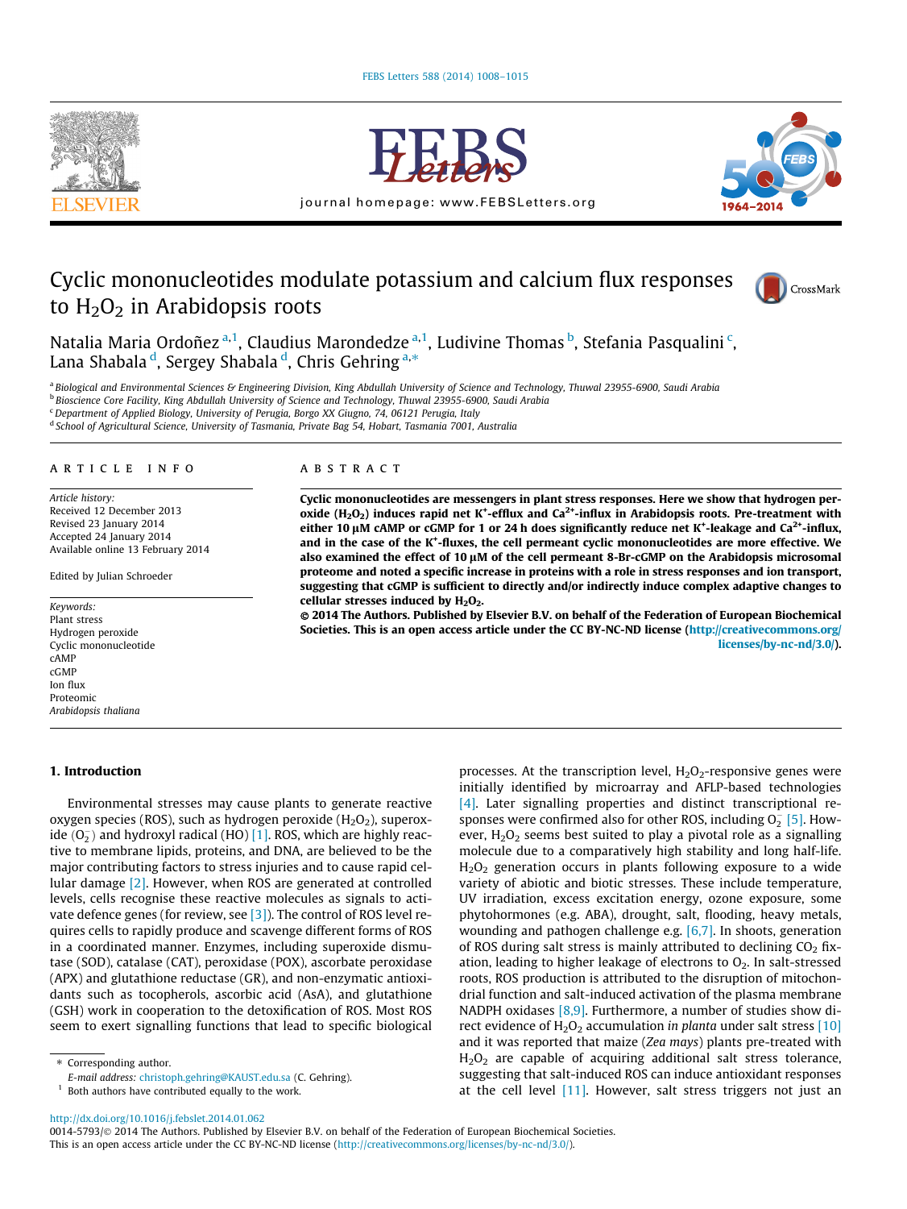# Cyclic mononucleotides modulate potassium and calcium flux responses to $H_2O_2$ in Arabidopsis roots

Natalia Maria Ordoñez [a,1], Claudius Marondedze [a,1], Ludivine Thomas [b], Stefania Pasqualini [c], Lana Shabala [d], Sergey Shabala [d], Chris Gehring [a,*]

[a] Biological and Environmental Sciences & Engineering Division, King Abdullah University of Science and Technology, Thuwal 23955-6900, Saudi Arabia

[b] Bioscience Core Facility, King Abdullah University of Science and Technology, Thuwal 23955-6900, Saudi Arabia

[c] Department of Applied Biology, University of Perugia, Borgo XX Giugno, 74, 06121 Perugia, Italy

[d] School of Agricultural Science, University of Tasmania, Private Bag 54, Hobart, Tasmania 7001, Australia

## ARTICLE INFO

*Article history:*
Received 12 December 2013
Revised 23 January 2014
Accepted 24 January 2014
Available online 13 February 2014

Edited by Julian Schroeder

*Keywords:*
Plant stress
Hydrogen peroxide
Cyclic mononucleotide
cAMP
cGMP
Ion flux
Proteomic
*Arabidopsis thaliana*

## ABSTRACT

**Cyclic mononucleotides are messengers in plant stress responses. Here we show that hydrogen peroxide ($H_2O_2$) induces rapid net $K^+$-efflux and $Ca^{2+}$-influx in Arabidopsis roots. Pre-treatment with either 10 µM cAMP or cGMP for 1 or 24 h does significantly reduce net $K^+$-leakage and $Ca^{2+}$-influx, and in the case of the $K^+$-fluxes, the cell permeant cyclic mononucleotides are more effective. We also examined the effect of 10 µM of the cell permeant 8-Br-cGMP on the Arabidopsis microsomal proteome and noted a specific increase in proteins with a role in stress responses and ion transport, suggesting that cGMP is sufficient to directly and/or indirectly induce complex adaptive changes to cellular stresses induced by $H_2O_2$.**

**© 2014 The Authors. Published by Elsevier B.V. on behalf of the Federation of European Biochemical Societies. This is an open access article under the CC BY-NC-ND license (http://creativecommons.org/licenses/by-nc-nd/3.0/).**

## 1. Introduction

Environmental stresses may cause plants to generate reactive oxygen species (ROS), such as hydrogen peroxide ($H_2O_2$), superoxide ($O_2^-$) and hydroxyl radical (HO) [1]. ROS, which are highly reactive to membrane lipids, proteins, and DNA, are believed to be the major contributing factors to stress injuries and to cause rapid cellular damage [2]. However, when ROS are generated at controlled levels, cells recognise these reactive molecules as signals to activate defence genes (for review, see [3]). The control of ROS level requires cells to rapidly produce and scavenge different forms of ROS in a coordinated manner. Enzymes, including superoxide dismutase (SOD), catalase (CAT), peroxidase (POX), ascorbate peroxidase (APX) and glutathione reductase (GR), and non-enzymatic antioxidants such as tocopherols, ascorbic acid (AsA), and glutathione (GSH) work in cooperation to the detoxification of ROS. Most ROS seem to exert signalling functions that lead to specific biological processes. At the transcription level, $H_2O_2$-responsive genes were initially identified by microarray and AFLP-based technologies [4]. Later signalling properties and distinct transcriptional responses were confirmed also for other ROS, including $O_2^-$ [5]. However, $H_2O_2$ seems best suited to play a pivotal role as a signalling molecule due to a comparatively high stability and long half-life. $H_2O_2$ generation occurs in plants following exposure to a wide variety of abiotic and biotic stresses. These include temperature, UV irradiation, excess excitation energy, ozone exposure, some phytohormones (e.g. ABA), drought, salt, flooding, heavy metals, wounding and pathogen challenge e.g. [6,7]. In shoots, generation of ROS during salt stress is mainly attributed to declining $CO_2$ fixation, leading to higher leakage of electrons to $O_2$. In salt-stressed roots, ROS production is attributed to the disruption of mitochondrial function and salt-induced activation of the plasma membrane NADPH oxidases [8,9]. Furthermore, a number of studies show direct evidence of $H_2O_2$ accumulation *in planta* under salt stress [10] and it was reported that maize (*Zea mays*) plants pre-treated with $H_2O_2$ are capable of acquiring additional salt stress tolerance, suggesting that salt-induced ROS can induce antioxidant responses at the cell level [11]. However, salt stress triggers not just an

* Corresponding author.
E-mail address: christoph.gehring@KAUST.edu.sa (C. Gehring).

[1] Both authors have contributed equally to the work.

http://dx.doi.org/10.1016/j.febslet.2014.01.062
0014-5793/© 2014 The Authors. Published by Elsevier B.V. on behalf of the Federation of European Biochemical Societies.
This is an open access article under the CC BY-NC-ND license (http://creativecommons.org/licenses/by-nc-nd/3.0/).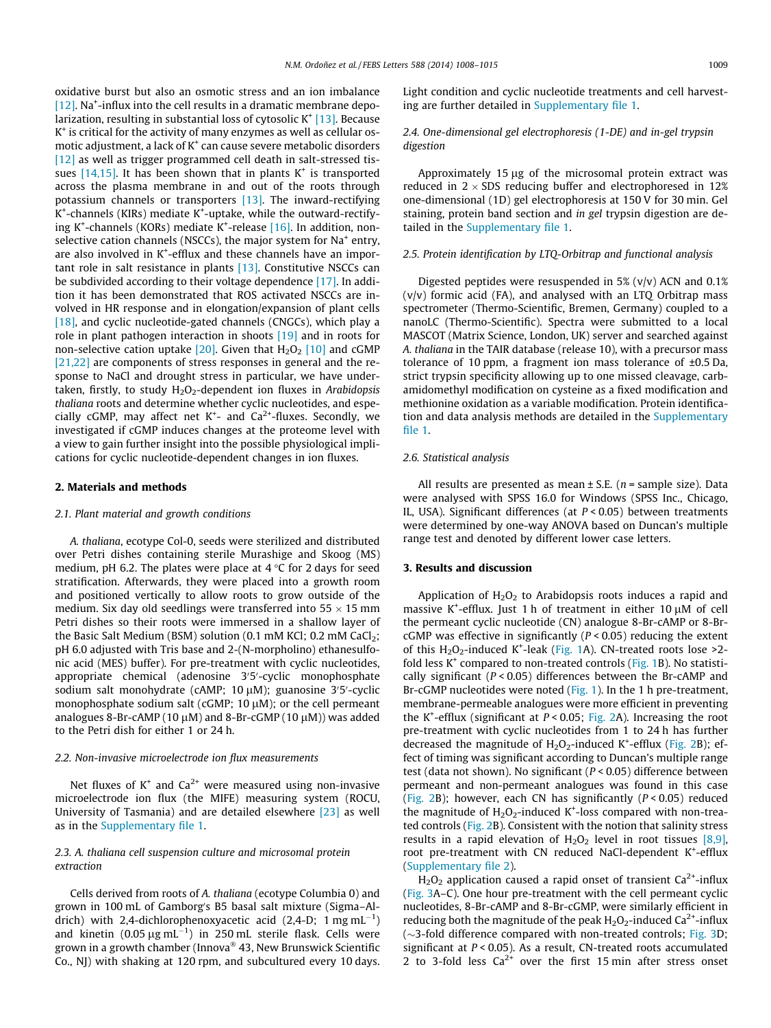oxidative burst but also an osmotic stress and an ion imbalance [12]. $Na^+$-influx into the cell results in a dramatic membrane depolarization, resulting in substantial loss of cytosolic $K^+$ [13]. Because $K^+$ is critical for the activity of many enzymes as well as cellular osmotic adjustment, a lack of $K^+$ can cause severe metabolic disorders [12] as well as trigger programmed cell death in salt-stressed tissues [14,15]. It has been shown that in plants $K^+$ is transported across the plasma membrane in and out of the roots through potassium channels or transporters [13]. The inward-rectifying $K^+$-channels (KIRs) mediate $K^+$-uptake, while the outward-rectifying $K^+$-channels (KORs) mediate $K^+$-release [16]. In addition, non-selective cation channels (NSCCs), the major system for $Na^+$ entry, are also involved in $K^+$-efflux and these channels have an important role in salt resistance in plants [13]. Constitutive NSCCs can be subdivided according to their voltage dependence [17]. In addition it has been demonstrated that ROS activated NSCCs are involved in HR response and in elongation/expansion of plant cells [18], and cyclic nucleotide-gated channels (CNGCs), which play a role in plant pathogen interaction in shoots [19] and in roots for non-selective cation uptake [20]. Given that $H_2O_2$ [10] and cGMP [21,22] are components of stress responses in general and the response to NaCl and drought stress in particular, we have undertaken, firstly, to study $H_2O_2$-dependent ion fluxes in *Arabidopsis thaliana* roots and determine whether cyclic nucleotides, and especially cGMP, may affect net $K^+$- and $Ca^{2+}$-fluxes. Secondly, we investigated if cGMP induces changes at the proteome level with a view to gain further insight into the possible physiological implications for cyclic nucleotide-dependent changes in ion fluxes.

## 2. Materials and methods

### 2.1. Plant material and growth conditions

*A. thaliana*, ecotype Col-0, seeds were sterilized and distributed over Petri dishes containing sterile Murashige and Skoog (MS) medium, pH 6.2. The plates were place at 4 °C for 2 days for seed stratification. Afterwards, they were placed into a growth room and positioned vertically to allow roots to grow outside of the medium. Six day old seedlings were transferred into 55 × 15 mm Petri dishes so their roots were immersed in a shallow layer of the Basic Salt Medium (BSM) solution (0.1 mM KCl; 0.2 mM $CaCl_2$; pH 6.0 adjusted with Tris base and 2-(N-morpholino) ethanesulfonic acid (MES) buffer). For pre-treatment with cyclic nucleotides, appropriate chemical (adenosine 3′5′-cyclic monophosphate sodium salt monohydrate (cAMP; 10 μM); guanosine 3′5′-cyclic monophosphate sodium salt (cGMP; 10 μM); or the cell permeant analogues 8-Br-cAMP (10 μM) and 8-Br-cGMP (10 μM)) was added to the Petri dish for either 1 or 24 h.

### 2.2. Non-invasive microelectrode ion flux measurements

Net fluxes of $K^+$ and $Ca^{2+}$ were measured using non-invasive microelectrode ion flux (the MIFE) measuring system (ROCU, University of Tasmania) and are detailed elsewhere [23] as well as in the Supplementary file 1.

### 2.3. *A. thaliana* cell suspension culture and microsomal protein extraction

Cells derived from roots of *A. thaliana* (ecotype Columbia 0) and grown in 100 mL of Gamborg′s B5 basal salt mixture (Sigma–Aldrich) with 2,4-dichlorophenoxyacetic acid (2,4-D; 1 mg $mL^{-1}$) and kinetin (0.05 μg $mL^{-1}$) in 250 mL sterile flask. Cells were grown in a growth chamber (Innova® 43, New Brunswick Scientific Co., NJ) with shaking at 120 rpm, and subcultured every 10 days. Light condition and cyclic nucleotide treatments and cell harvesting are further detailed in Supplementary file 1.

### 2.4. One-dimensional gel electrophoresis (1-DE) and in-gel trypsin digestion

Approximately 15 μg of the microsomal protein extract was reduced in 2 × SDS reducing buffer and electrophoresed in 12% one-dimensional (1D) gel electrophoresis at 150 V for 30 min. Gel staining, protein band section and *in gel* trypsin digestion are detailed in the Supplementary file 1.

### 2.5. Protein identification by LTQ-Orbitrap and functional analysis

Digested peptides were resuspended in 5% (v/v) ACN and 0.1% (v/v) formic acid (FA), and analysed with an LTQ Orbitrap mass spectrometer (Thermo-Scientific, Bremen, Germany) coupled to a nanoLC (Thermo-Scientific). Spectra were submitted to a local MASCOT (Matrix Science, London, UK) server and searched against *A. thaliana* in the TAIR database (release 10), with a precursor mass tolerance of 10 ppm, a fragment ion mass tolerance of ±0.5 Da, strict trypsin specificity allowing up to one missed cleavage, carbamidomethyl modification on cysteine as a fixed modification and methionine oxidation as a variable modification. Protein identification and data analysis methods are detailed in the Supplementary file 1.

### 2.6. Statistical analysis

All results are presented as mean ± S.E. (*n* = sample size). Data were analysed with SPSS 16.0 for Windows (SPSS Inc., Chicago, IL, USA). Significant differences (at $P < 0.05$) between treatments were determined by one-way ANOVA based on Duncan's multiple range test and denoted by different lower case letters.

## 3. Results and discussion

Application of $H_2O_2$ to Arabidopsis roots induces a rapid and massive $K^+$-efflux. Just 1 h of treatment in either 10 μM of cell the permeant cyclic nucleotide (CN) analogue 8-Br-cAMP or 8-Br-cGMP was effective in significantly ($P < 0.05$) reducing the extent of this $H_2O_2$-induced $K^+$-leak (Fig. 1A). CN-treated roots lose >2-fold less $K^+$ compared to non-treated controls (Fig. 1B). No statistically significant ($P < 0.05$) differences between the Br-cAMP and Br-cGMP nucleotides were noted (Fig. 1). In the 1 h pre-treatment, membrane-permeable analogues were more efficient in preventing the $K^+$-efflux (significant at $P < 0.05$; Fig. 2A). Increasing the root pre-treatment with cyclic nucleotides from 1 to 24 h has further decreased the magnitude of $H_2O_2$-induced $K^+$-efflux (Fig. 2B); effect of timing was significant according to Duncan's multiple range test (data not shown). No significant ($P < 0.05$) difference between permeant and non-permeant analogues was found in this case (Fig. 2B); however, each CN has significantly ($P < 0.05$) reduced the magnitude of $H_2O_2$-induced $K^+$-loss compared with non-treated controls (Fig. 2B). Consistent with the notion that salinity stress results in a rapid elevation of $H_2O_2$ level in root tissues [8,9], root pre-treatment with CN reduced NaCl-dependent $K^+$-efflux (Supplementary file 2).

$H_2O_2$ application caused a rapid onset of transient $Ca^{2+}$-influx (Fig. 3A–C). One hour pre-treatment with the cell permeant cyclic nucleotides, 8-Br-cAMP and 8-Br-cGMP, were similarly efficient in reducing both the magnitude of the peak $H_2O_2$-induced $Ca^{2+}$-influx (~3-fold difference compared with non-treated controls; Fig. 3D; significant at $P < 0.05$). As a result, CN-treated roots accumulated 2 to 3-fold less $Ca^{2+}$ over the first 15 min after stress onset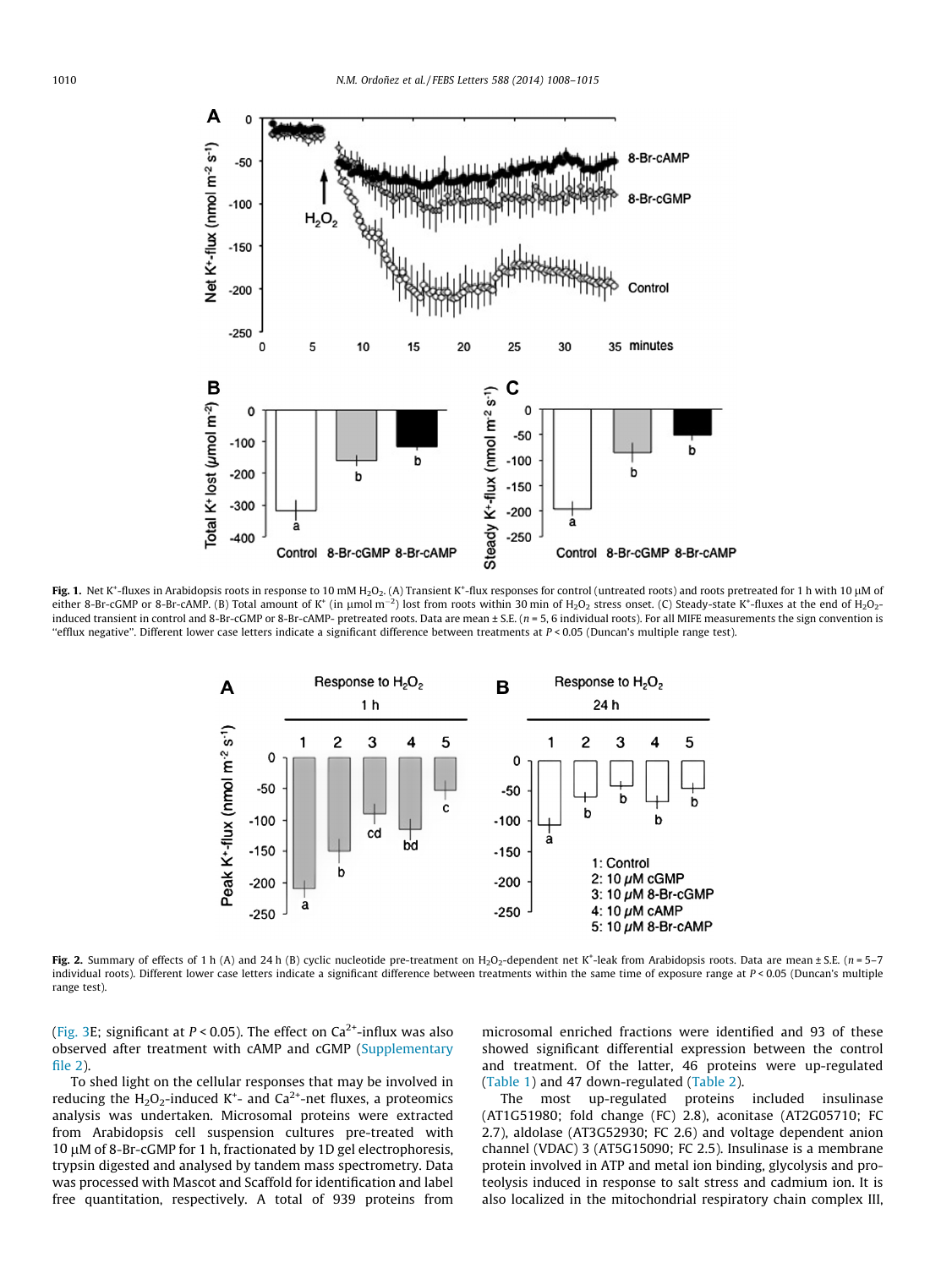**Fig. 1.** Net $K^+$-fluxes in Arabidopsis roots in response to 10 mM $H_2O_2$. (A) Transient $K^+$-flux responses for control (untreated roots) and roots pretreated for 1 h with 10 μM of either 8-Br-cGMP or 8-Br-cAMP. (B) Total amount of $K^+$ (in μmol $m^{-2}$) lost from roots within 30 min of $H_2O_2$ stress onset. (C) Steady-state $K^+$-fluxes at the end of $H_2O_2$-induced transient in control and 8-Br-cGMP or 8-Br-cAMP- pretreated roots. Data are mean ± S.E. ($n$ = 5, 6 individual roots). For all MIFE measurements the sign convention is "efflux negative". Different lower case letters indicate a significant difference between treatments at $P < 0.05$ (Duncan's multiple range test).

**Fig. 2.** Summary of effects of 1 h (A) and 24 h (B) cyclic nucleotide pre-treatment on $H_2O_2$-dependent net $K^+$-leak from Arabidopsis roots. Data are mean ± S.E. ($n$ = 5–7 individual roots). Different lower case letters indicate a significant difference between treatments within the same time of exposure range at $P < 0.05$ (Duncan's multiple range test).

(Fig. 3E; significant at $P < 0.05$). The effect on $Ca^{2+}$-influx was also observed after treatment with cAMP and cGMP (Supplementary file 2).

To shed light on the cellular responses that may be involved in reducing the $H_2O_2$-induced $K^+$- and $Ca^{2+}$-net fluxes, a proteomics analysis was undertaken. Microsomal proteins were extracted from Arabidopsis cell suspension cultures pre-treated with 10 μM of 8-Br-cGMP for 1 h, fractionated by 1D gel electrophoresis, trypsin digested and analysed by tandem mass spectrometry. Data was processed with Mascot and Scaffold for identification and label free quantitation, respectively. A total of 939 proteins from microsomal enriched fractions were identified and 93 of these showed significant differential expression between the control and treatment. Of the latter, 46 proteins were up-regulated (Table 1) and 47 down-regulated (Table 2).

The most up-regulated proteins included insulinase (AT1G51980; fold change (FC) 2.8), aconitase (AT2G05710; FC 2.7), aldolase (AT3G52930; FC 2.6) and voltage dependent anion channel (VDAC) 3 (AT5G15090; FC 2.5). Insulinase is a membrane protein involved in ATP and metal ion binding, glycolysis and proteolysis induced in response to salt stress and cadmium ion. It is also localized in the mitochondrial respiratory chain complex III,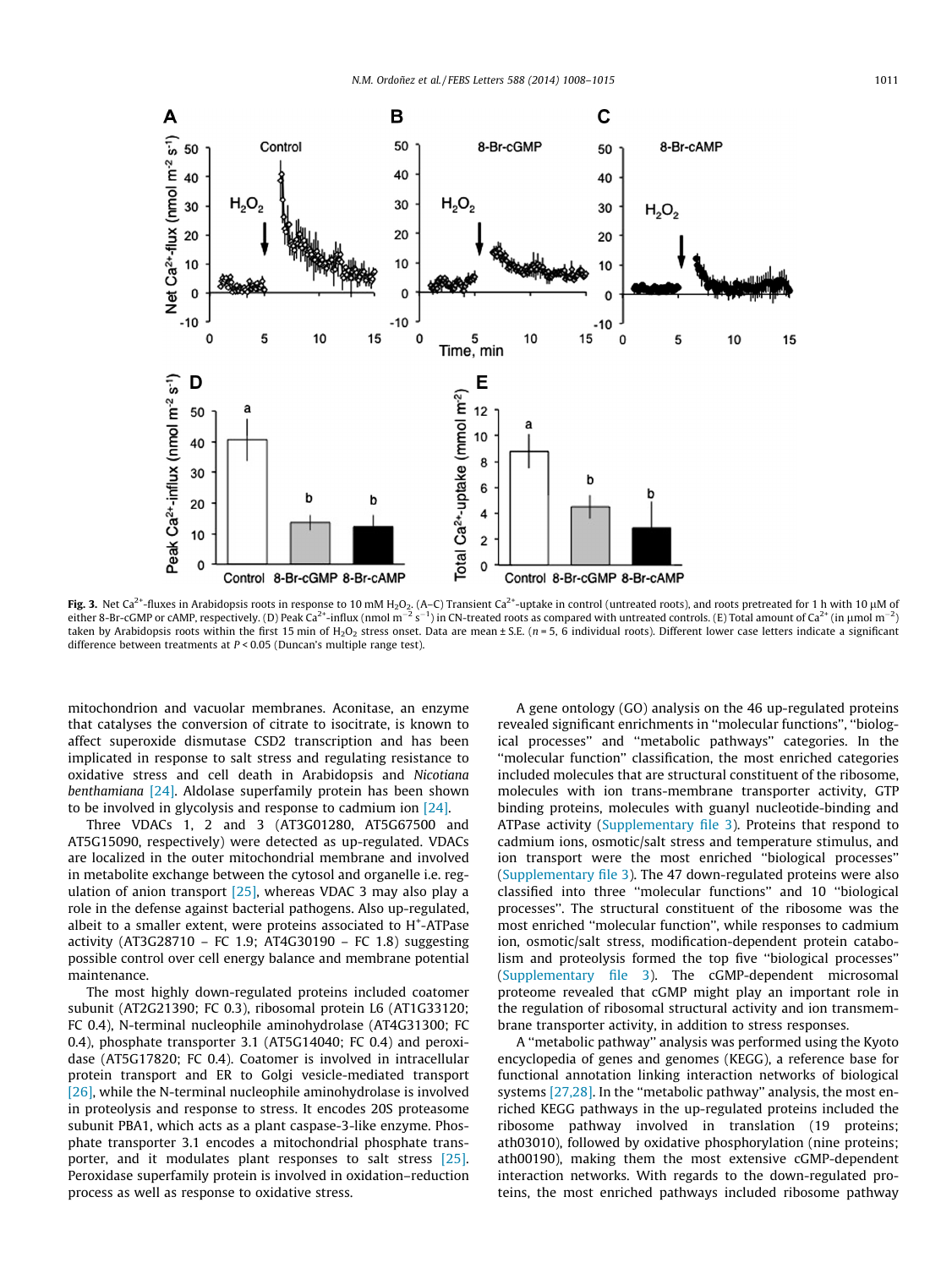**Fig. 3.** Net $Ca^{2+}$-fluxes in Arabidopsis roots in response to 10 mM $H_2O_2$. (A–C) Transient $Ca^{2+}$-uptake in control (untreated roots), and roots pretreated for 1 h with 10 μM of either 8-Br-cGMP or cAMP, respectively. (D) Peak $Ca^{2+}$-influx (nmol $m^{-2}$ $s^{-1}$) in CN-treated roots as compared with untreated controls. (E) Total amount of $Ca^{2+}$ (in μmol $m^{-2}$) taken by Arabidopsis roots within the first 15 min of $H_2O_2$ stress onset. Data are mean ± S.E. ($n$ = 5, 6 individual roots). Different lower case letters indicate a significant difference between treatments at $P < 0.05$ (Duncan's multiple range test).

mitochondrion and vacuolar membranes. Aconitase, an enzyme that catalyses the conversion of citrate to isocitrate, is known to affect superoxide dismutase CSD2 transcription and has been implicated in response to salt stress and regulating resistance to oxidative stress and cell death in Arabidopsis and *Nicotiana benthamiana* [24]. Aldolase superfamily protein has been shown to be involved in glycolysis and response to cadmium ion [24].

Three VDACs 1, 2 and 3 (AT3G01280, AT5G67500 and AT5G15090, respectively) were detected as up-regulated. VDACs are localized in the outer mitochondrial membrane and involved in metabolite exchange between the cytosol and organelle i.e. regulation of anion transport [25], whereas VDAC 3 may also play a role in the defense against bacterial pathogens. Also up-regulated, albeit to a smaller extent, were proteins associated to $H^+$-ATPase activity (AT3G28710 – FC 1.9; AT4G30190 – FC 1.8) suggesting possible control over cell energy balance and membrane potential maintenance.

The most highly down-regulated proteins included coatomer subunit (AT2G21390; FC 0.3), ribosomal protein L6 (AT1G33120; FC 0.4), N-terminal nucleophile aminohydrolase (AT4G31300; FC 0.4), phosphate transporter 3.1 (AT5G14040; FC 0.4) and peroxidase (AT5G17820; FC 0.4). Coatomer is involved in intracellular protein transport and ER to Golgi vesicle-mediated transport [26], while the N-terminal nucleophile aminohydrolase is involved in proteolysis and response to stress. It encodes 20S proteasome subunit PBA1, which acts as a plant caspase-3-like enzyme. Phosphate transporter 3.1 encodes a mitochondrial phosphate transporter, and it modulates plant responses to salt stress [25]. Peroxidase superfamily protein is involved in oxidation–reduction process as well as response to oxidative stress.

A gene ontology (GO) analysis on the 46 up-regulated proteins revealed significant enrichments in "molecular functions", "biological processes" and "metabolic pathways" categories. In the "molecular function" classification, the most enriched categories included molecules that are structural constituent of the ribosome, molecules with ion trans-membrane transporter activity, GTP binding proteins, molecules with guanyl nucleotide-binding and ATPase activity (Supplementary file 3). Proteins that respond to cadmium ions, osmotic/salt stress and temperature stimulus, and ion transport were the most enriched "biological processes" (Supplementary file 3). The 47 down-regulated proteins were also classified into three "molecular functions" and 10 "biological processes". The structural constituent of the ribosome was the most enriched "molecular function", while responses to cadmium ion, osmotic/salt stress, modification-dependent protein catabolism and proteolysis formed the top five "biological processes" (Supplementary file 3). The cGMP-dependent microsomal proteome revealed that cGMP might play an important role in the regulation of ribosomal structural activity and ion transmembrane transporter activity, in addition to stress responses.

A "metabolic pathway" analysis was performed using the Kyoto encyclopedia of genes and genomes (KEGG), a reference base for functional annotation linking interaction networks of biological systems [27,28]. In the "metabolic pathway" analysis, the most enriched KEGG pathways in the up-regulated proteins included the ribosome pathway involved in translation (19 proteins; ath03010), followed by oxidative phosphorylation (nine proteins; ath00190), making them the most extensive cGMP-dependent interaction networks. With regards to the down-regulated proteins, the most enriched pathways included ribosome pathway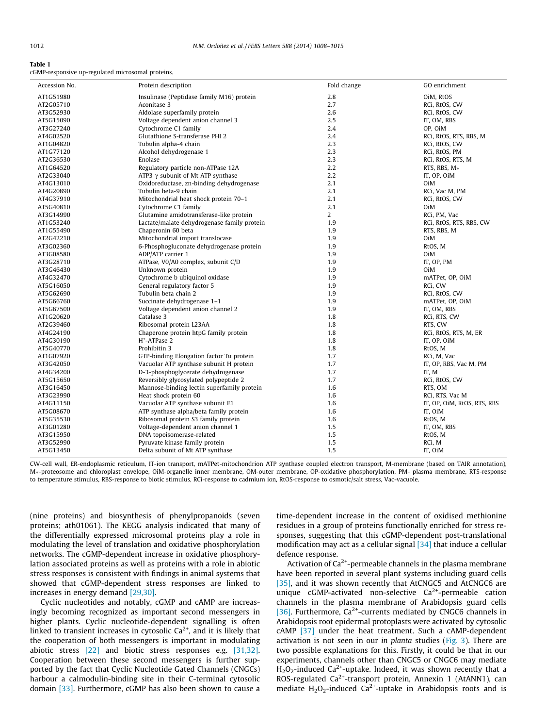**Table 1**
cGMP-responsive up-regulated microsomal proteins.

| Accession No. | Protein description | Fold change | GO enrichment |
|---|---|---|---|
| AT1G51980 | Insulinase (Peptidase family M16) protein | 2.8 | OiM, RtOS |
| AT2G05710 | Aconitase 3 | 2.7 | RCi, RtOS, CW |
| AT3G52930 | Aldolase superfamily protein | 2.6 | RCi, RtOS, CW |
| AT5G15090 | Voltage dependent anion channel 3 | 2.5 | IT, OM, RBS |
| AT3G27240 | Cytochrome C1 family | 2.4 | OP, OiM |
| AT4G02520 | Glutathione S-transferase PHI 2 | 2.4 | RCi, RtOS, RTS, RBS, M |
| AT1G04820 | Tubulin alpha-4 chain | 2.3 | RCi, RtOS, CW |
| AT1G77120 | Alcohol dehydrogenase 1 | 2.3 | RCi, RtOS, PM |
| AT2G36530 | Enolase | 2.3 | RCi, RtOS, RTS, M |
| AT1G64520 | Regulatory particle non-ATPase 12A | 2.2 | RTS, RBS, M* |
| AT2G33040 | ATP3 $\gamma$ subunit of Mt ATP synthase | 2.2 | IT, OP, OiM |
| AT4G13010 | Oxidoreductase, zn-binding dehydrogenase | 2.1 | OiM |
| AT4G20890 | Tubulin beta-9 chain | 2.1 | RCi, Vac M, PM |
| AT4G37910 | Mitochondrial heat shock protein 70–1 | 2.1 | RCi, RtOS, CW |
| AT5G40810 | Cytochrome C1 family | 2.1 | OiM |
| AT3G14990 | Glutamine amidotransferase-like protein | 2 | RCi, PM, Vac |
| AT1G53240 | Lactate/malate dehydrogenase family protein | 1.9 | RCi, RtOS, RTS, RBS, CW |
| AT1G55490 | Chaperonin 60 beta | 1.9 | RTS, RBS, M |
| AT2G42210 | Mitochondrial import translocase | 1.9 | OiM |
| AT3G02360 | 6-Phosphogluconate dehydrogenase protein | 1.9 | RtOS, M |
| AT3G08580 | ADP/ATP carrier 1 | 1.9 | OiM |
| AT3G28710 | ATPase, V0/A0 complex, subunit C/D | 1.9 | IT, OP, PM |
| AT3G46430 | Unknown protein | 1.9 | OiM |
| AT4G32470 | Cytochrome b ubiquinol oxidase | 1.9 | mATPet, OP, OiM |
| AT5G16050 | General regulatory factor 5 | 1.9 | RCi, CW |
| AT5G62690 | Tubulin beta chain 2 | 1.9 | RCi, RtOS, CW |
| AT5G66760 | Succinate dehydrogenase 1–1 | 1.9 | mATPet, OP, OiM |
| AT5G67500 | Voltage dependent anion channel 2 | 1.9 | IT, OM, RBS |
| AT1G20620 | Catalase 3 | 1.8 | RCi, RTS, CW |
| AT2G39460 | Ribosomal protein L23AA | 1.8 | RTS, CW |
| AT4G24190 | Chaperone protein htpG family protein | 1.8 | RCi, RtOS, RTS, M, ER |
| AT4G30190 | $H^+$-ATPase 2 | 1.8 | IT, OP, OiM |
| AT5G40770 | Prohibitin 3 | 1.8 | RtOS, M |
| AT1G07920 | GTP-binding Elongation factor Tu protein | 1.7 | RCi, M, Vac |
| AT3G42050 | Vacuolar ATP synthase subunit H protein | 1.7 | IT, OP, RBS, Vac M, PM |
| AT4G34200 | D-3-phosphoglycerate dehydrogenase | 1.7 | IT, M |
| AT5G15650 | Reversibly glycosylated polypeptide 2 | 1.7 | RCi, RtOS, CW |
| AT3G16450 | Mannose-binding lectin superfamily protein | 1.6 | RTS, OM |
| AT3G23990 | Heat shock protein 60 | 1.6 | RCi, RTS, Vac M |
| AT4G11150 | Vacuolar ATP synthase subunit E1 | 1.6 | IT, OP, OiM, RtOS, RTS, RBS |
| AT5G08670 | ATP synthase alpha/beta family protein | 1.6 | IT, OiM |
| AT5G35530 | Ribosomal protein S3 family protein | 1.6 | RtOS, M |
| AT3G01280 | Voltage-dependent anion channel 1 | 1.5 | IT, OM, RBS |
| AT3G15950 | DNA topoisomerase-related | 1.5 | RtOS, M |
| AT3G52990 | Pyruvate kinase family protein | 1.5 | RCi, M |
| AT5G13450 | Delta subunit of Mt ATP synthase | 1.5 | IT, OiM |

CW-cell wall, ER-endoplasmic reticulum, IT-ion transport, mATPet-mitochondrion ATP synthase coupled electron transport, M-membrane (based on TAIR annotation), M*-proteosome and chloroplast envelope, OiM-organelle inner membrane, OM-outer membrane, OP-oxidative phosphorylation, PM- plasma membrane, RTS-response to temperature stimulus, RBS-response to biotic stimulus, RCi-response to cadmium ion, RtOS-response to osmotic/salt stress, Vac-vacuole.

(nine proteins) and biosynthesis of phenylpropanoids (seven proteins; ath01061). The KEGG analysis indicated that many of the differentially expressed microsomal proteins play a role in modulating the level of translation and oxidative phosphorylation networks. The cGMP-dependent increase in oxidative phosphorylation associated proteins as well as proteins with a role in abiotic stress responses is consistent with findings in animal systems that showed that cGMP-dependent stress responses are linked to increases in energy demand [29,30].

Cyclic nucleotides and notably, cGMP and cAMP are increasingly becoming recognized as important second messengers in higher plants. Cyclic nucleotide-dependent signalling is often linked to transient increases in cytosolic $Ca^{2+}$, and it is likely that the cooperation of both messengers is important in modulating abiotic stress [22] and biotic stress responses e.g. [31,32]. Cooperation between these second messengers is further supported by the fact that Cyclic Nucleotide Gated Channels (CNGCs) harbour a calmodulin-binding site in their C-terminal cytosolic domain [33]. Furthermore, cGMP has also been shown to cause a time-dependent increase in the content of oxidised methionine residues in a group of proteins functionally enriched for stress responses, suggesting that this cGMP-dependent post-translational modification may act as a cellular signal [34] that induce a cellular defence response.

Activation of $Ca^{2+}$-permeable channels in the plasma membrane have been reported in several plant systems including guard cells [35], and it was shown recently that AtCNGC5 and AtCNGC6 are unique cGMP-activated non-selective $Ca^{2+}$-permeable cation channels in the plasma membrane of Arabidopsis guard cells [36]. Furthermore, $Ca^{2+}$-currents mediated by CNGC6 channels in Arabidopsis root epidermal protoplasts were activated by cytosolic cAMP [37] under the heat treatment. Such a cAMP-dependent activation is not seen in our *in planta* studies (Fig. 3). There are two possible explanations for this. Firstly, it could be that in our experiments, channels other than CNGC5 or CNGC6 may mediate $H_2O_2$-induced $Ca^{2+}$-uptake. Indeed, it was shown recently that a ROS-regulated $Ca^{2+}$-transport protein, Annexin 1 (AtANN1), can mediate $H_2O_2$-induced $Ca^{2+}$-uptake in Arabidopsis roots and is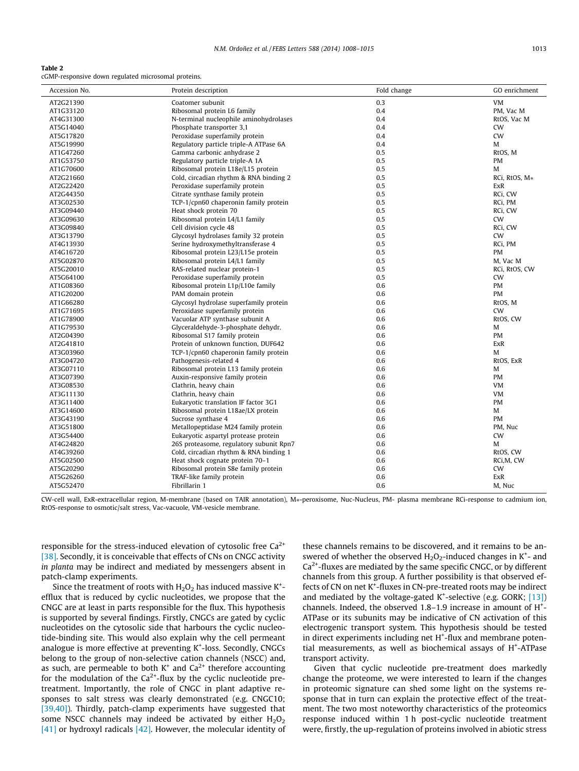**Table 2**
cGMP-responsive down regulated microsomal proteins.

| Accession No. | Protein description | Fold change | GO enrichment |
|---|---|---|---|
| AT2G21390 | Coatomer subunit | 0.3 | VM |
| AT1G33120 | Ribosomal protein L6 family | 0.4 | PM, Vac M |
| AT4G31300 | N-terminal nucleophile aminohydrolases | 0.4 | RtOS, Vac M |
| AT5G14040 | Phosphate transporter 3,1 | 0.4 | CW |
| AT5G17820 | Peroxidase superfamily protein | 0.4 | CW |
| AT5G19990 | Regulatory particle triple-A ATPase 6A | 0.4 | M |
| AT1G47260 | Gamma carbonic anhydrase 2 | 0.5 | RtOS, M |
| AT1G53750 | Regulatory particle triple-A 1A | 0.5 | PM |
| AT1G70600 | Ribosomal protein L18e/L15 protein | 0.5 | M |
| AT2G21660 | Cold, circadian rhythm & RNA binding 2 | 0.5 | RCi, RtOS, M* |
| AT2G22420 | Peroxidase superfamily protein | 0.5 | ExR |
| AT2G44350 | Citrate synthase family protein | 0.5 | RCi, CW |
| AT3G02530 | TCP-1/cpn60 chaperonin family protein | 0.5 | RCi, PM |
| AT3G09440 | Heat shock protein 70 | 0.5 | RCi, CW |
| AT3G09630 | Ribosomal protein L4/L1 family | 0.5 | CW |
| AT3G09840 | Cell division cycle 48 | 0.5 | RCi, CW |
| AT3G13790 | Glycosyl hydrolases family 32 protein | 0.5 | CW |
| AT4G13930 | Serine hydroxymethyltransferase 4 | 0.5 | RCi, PM |
| AT4G16720 | Ribosomal protein L23/L15e protein | 0.5 | PM |
| AT5G02870 | Ribosomal protein L4/L1 family | 0.5 | M, Vac M |
| AT5G20010 | RAS-related nuclear protein-1 | 0.5 | RCi, RtOS, CW |
| AT5G64100 | Peroxidase superfamily protein | 0.5 | CW |
| AT1G08360 | Ribosomal protein L1p/L10e family | 0.6 | PM |
| AT1G20200 | PAM domain protein | 0.6 | PM |
| AT1G66280 | Glycosyl hydrolase superfamily protein | 0.6 | RtOS, M |
| AT1G71695 | Peroxidase superfamily protein | 0.6 | CW |
| AT1G78900 | Vacuolar ATP synthase subunit A | 0.6 | RtOS, CW |
| AT1G79530 | Glyceraldehyde-3-phosphate dehydr. | 0.6 | M |
| AT2G04390 | Ribosomal S17 family protein | 0.6 | PM |
| AT2G41810 | Protein of unknown function, DUF642 | 0.6 | ExR |
| AT3G03960 | TCP-1/cpn60 chaperonin family protein | 0.6 | M |
| AT3G04720 | Pathogenesis-related 4 | 0.6 | RtOS, ExR |
| AT3G07110 | Ribosomal protein L13 family protein | 0.6 | M |
| AT3G07390 | Auxin-responsive family protein | 0.6 | PM |
| AT3G08530 | Clathrin, heavy chain | 0.6 | VM |
| AT3G11130 | Clathrin, heavy chain | 0.6 | VM |
| AT3G11400 | Eukaryotic translation IF factor 3G1 | 0.6 | PM |
| AT3G14600 | Ribosomal protein L18ae/LX protein | 0.6 | M |
| AT3G43190 | Sucrose synthase 4 | 0.6 | PM |
| AT3G51800 | Metallopeptidase M24 family protein | 0.6 | PM, Nuc |
| AT3G54400 | Eukaryotic aspartyl protease protein | 0.6 | CW |
| AT4G24820 | 26S proteasome, regulatory subunit Rpn7 | 0.6 | M |
| AT4G39260 | Cold, circadian rhythm & RNA binding 1 | 0.6 | RtOS, CW |
| AT5G02500 | Heat shock cognate protein 70–1 | 0.6 | RCi,M, CW |
| AT5G20290 | Ribosomal protein S8e family protein | 0.6 | CW |
| AT5G26260 | TRAF-like family protein | 0.6 | ExR |
| AT5G52470 | Fibrillarin 1 | 0.6 | M, Nuc |

CW-cell wall, ExR-extracellular region, M-membrane (based on TAIR annotation), M*-peroxisome, Nuc-Nucleus, PM- plasma membrane RCi-response to cadmium ion, RtOS-response to osmotic/salt stress, Vac-vacuole, VM-vesicle membrane.

responsible for the stress-induced elevation of cytosolic free $Ca^{2+}$ [38]. Secondly, it is conceivable that effects of CNs on CNGC activity *in planta* may be indirect and mediated by messengers absent in patch-clamp experiments.

Since the treatment of roots with $H_2O_2$ has induced massive $K^+$-efflux that is reduced by cyclic nucleotides, we propose that the CNGC are at least in parts responsible for the flux. This hypothesis is supported by several findings. Firstly, CNGCs are gated by cyclic nucleotides on the cytosolic side that harbours the cyclic nucleotide-binding site. This would also explain why the cell permeant analogue is more effective at preventing $K^+$-loss. Secondly, CNGCs belong to the group of non-selective cation channels (NSCC) and, as such, are permeable to both $K^+$ and $Ca^{2+}$ therefore accounting for the modulation of the $Ca^{2+}$-flux by the cyclic nucleotide pre-treatment. Importantly, the role of CNGC in plant adaptive responses to salt stress was clearly demonstrated (e.g. CNGC10; [39,40]). Thirdly, patch-clamp experiments have suggested that some NSCC channels may indeed be activated by either $H_2O_2$ [41] or hydroxyl radicals [42]. However, the molecular identity of these channels remains to be discovered, and it remains to be answered of whether the observed $H_2O_2$-induced changes in $K^+$- and $Ca^{2+}$-fluxes are mediated by the same specific CNGC, or by different channels from this group. A further possibility is that observed effects of CN on net $K^+$-fluxes in CN-pre-treated roots may be indirect and mediated by the voltage-gated $K^+$-selective (e.g. GORK; [13]) channels. Indeed, the observed 1.8–1.9 increase in amount of $H^+$-ATPase or its subunits may be indicative of CN activation of this electrogenic transport system. This hypothesis should be tested in direct experiments including net $H^+$-flux and membrane potential measurements, as well as biochemical assays of $H^+$-ATPase transport activity.

Given that cyclic nucleotide pre-treatment does markedly change the proteome, we were interested to learn if the changes in proteomic signature can shed some light on the systems response that in turn can explain the protective effect of the treatment. The two most noteworthy characteristics of the proteomics response induced within 1 h post-cyclic nucleotide treatment were, firstly, the up-regulation of proteins involved in abiotic stress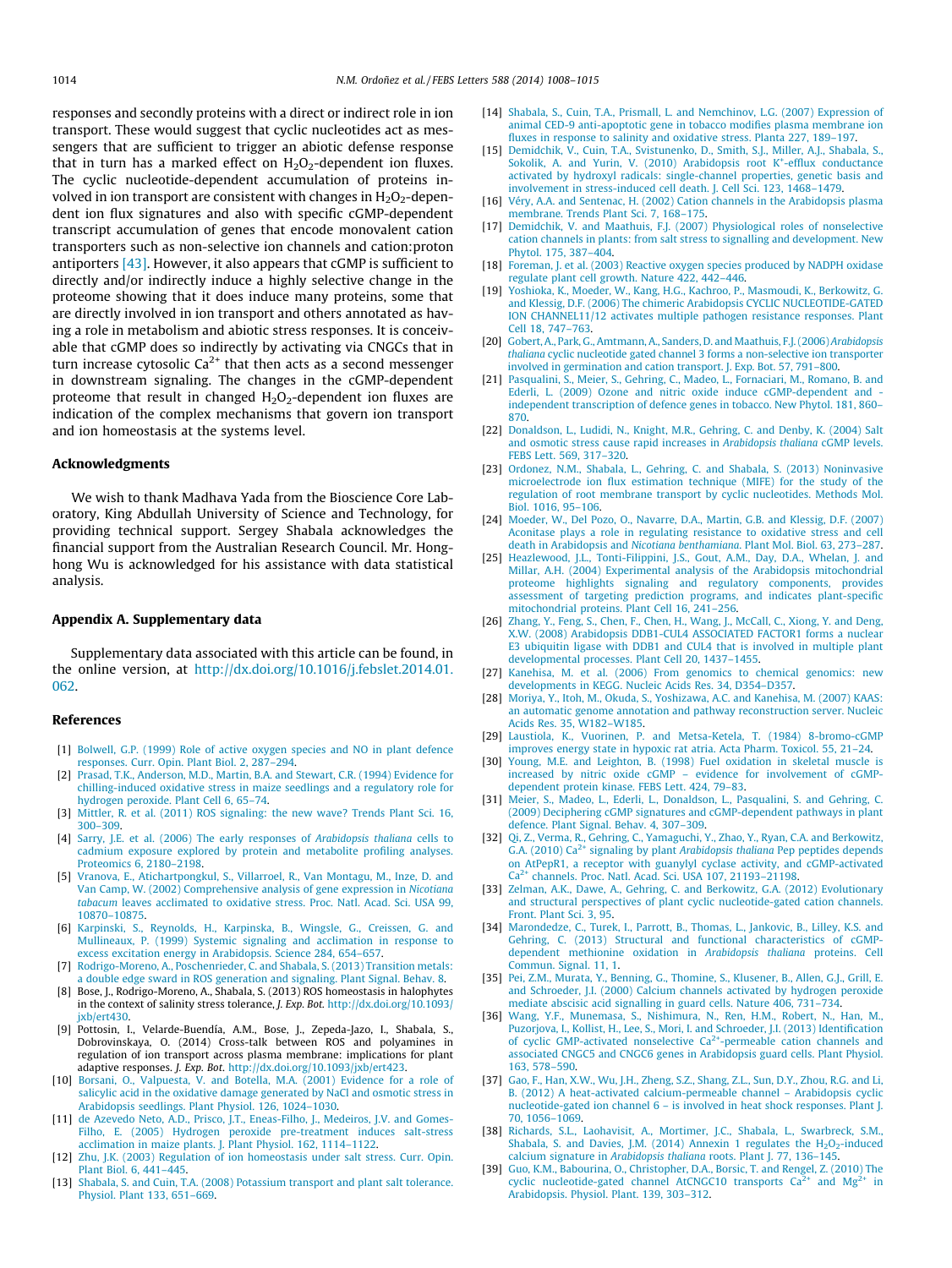responses and secondly proteins with a direct or indirect role in ion transport. These would suggest that cyclic nucleotides act as messengers that are sufficient to trigger an abiotic defense response that in turn has a marked effect on $H_2O_2$-dependent ion fluxes. The cyclic nucleotide-dependent accumulation of proteins involved in ion transport are consistent with changes in $H_2O_2$-dependent ion flux signatures and also with specific cGMP-dependent transcript accumulation of genes that encode monovalent cation transporters such as non-selective ion channels and cation:proton antiporters [43]. However, it also appears that cGMP is sufficient to directly and/or indirectly induce a highly selective change in the proteome showing that it does induce many proteins, some that are directly involved in ion transport and others annotated as having a role in metabolism and abiotic stress responses. It is conceivable that cGMP does so indirectly by activating via CNGCs that in turn increase cytosolic $Ca^{2+}$ that then acts as a second messenger in downstream signaling. The changes in the cGMP-dependent proteome that result in changed $H_2O_2$-dependent ion fluxes are indication of the complex mechanisms that govern ion transport and ion homeostasis at the systems level.

## Acknowledgments

We wish to thank Madhava Yada from the Bioscience Core Laboratory, King Abdullah University of Science and Technology, for providing technical support. Sergey Shabala acknowledges the financial support from the Australian Research Council. Mr. Honghong Wu is acknowledged for his assistance with data statistical analysis.

## Appendix A. Supplementary data

Supplementary data associated with this article can be found, in the online version, at http://dx.doi.org/10.1016/j.febslet.2014.01.062.

## References

[1] Bolwell, G.P. (1999) Role of active oxygen species and NO in plant defence responses. Curr. Opin. Plant Biol. 2, 287–294.

[2] Prasad, T.K., Anderson, M.D., Martin, B.A. and Stewart, C.R. (1994) Evidence for chilling-induced oxidative stress in maize seedlings and a regulatory role for hydrogen peroxide. Plant Cell 6, 65–74.

[3] Mittler, R. et al. (2011) ROS signaling: the new wave? Trends Plant Sci. 16, 300–309.

[4] Sarry, J.E. et al. (2006) The early responses of *Arabidopsis thaliana* cells to cadmium exposure explored by protein and metabolite profiling analyses. Proteomics 6, 2180–2198.

[5] Vranova, E., Atichartpongkul, S., Villarroel, R., Van Montagu, M., Inze, D. and Van Camp, W. (2002) Comprehensive analysis of gene expression in *Nicotiana tabacum* leaves acclimated to oxidative stress. Proc. Natl. Acad. Sci. USA 99, 10870–10875.

[6] Karpinski, S., Reynolds, H., Karpinska, B., Wingsle, G., Creissen, G. and Mullineaux, P. (1999) Systemic signaling and acclimation in response to excess excitation energy in Arabidopsis. Science 284, 654–657.

[7] Rodrigo-Moreno, A., Poschenrieder, C. and Shabala, S. (2013) Transition metals: a double edge sward in ROS generation and signaling. Plant Signal. Behav. 8.

[8] Bose, J., Rodrigo-Moreno, A., Shabala, S. (2013) ROS homeostasis in halophytes in the context of salinity stress tolerance, *J. Exp. Bot.* http://dx.doi.org/10.1093/jxb/ert430.

[9] Pottosin, I., Velarde-Buendía, A.M., Bose, J., Zepeda-Jazo, I., Shabala, S., Dobrovinskaya, O. (2014) Cross-talk between ROS and polyamines in regulation of ion transport across plasma membrane: implications for plant adaptive responses. *J. Exp. Bot.* http://dx.doi.org/10.1093/jxb/ert423.

[10] Borsani, O., Valpuesta, V. and Botella, M.A. (2001) Evidence for a role of salicylic acid in the oxidative damage generated by NaCl and osmotic stress in Arabidopsis seedlings. Plant Physiol. 126, 1024–1030.

[11] de Azevedo Neto, A.D., Prisco, J.T., Eneas-Filho, J., Medeiros, J.V. and Gomes-Filho, E. (2005) Hydrogen peroxide pre-treatment induces salt-stress acclimation in maize plants. J. Plant Physiol. 162, 1114–1122.

[12] Zhu, J.K. (2003) Regulation of ion homeostasis under salt stress. Curr. Opin. Plant Biol. 6, 441–445.

[13] Shabala, S. and Cuin, T.A. (2008) Potassium transport and plant salt tolerance. Physiol. Plant 133, 651–669.

[14] Shabala, S., Cuin, T.A., Prismall, L. and Nemchinov, L.G. (2007) Expression of animal CED-9 anti-apoptotic gene in tobacco modifies plasma membrane ion fluxes in response to salinity and oxidative stress. Planta 227, 189–197.

[15] Demidchik, V., Cuin, T.A., Svistunenko, D., Smith, S.J., Miller, A.J., Shabala, S., Sokolik, A. and Yurin, V. (2010) Arabidopsis root $K^+$-efflux conductance activated by hydroxyl radicals: single-channel properties, genetic basis and involvement in stress-induced cell death. J. Cell Sci. 123, 1468–1479.

[16] Véry, A.A. and Sentenac, H. (2002) Cation channels in the Arabidopsis plasma membrane. Trends Plant Sci. 7, 168–175.

[17] Demidchik, V. and Maathuis, F.J. (2007) Physiological roles of nonselective cation channels in plants: from salt stress to signalling and development. New Phytol. 175, 387–404.

[18] Foreman, J. et al. (2003) Reactive oxygen species produced by NADPH oxidase regulate plant cell growth. Nature 422, 442–446.

[19] Yoshioka, K., Moeder, W., Kang, H.G., Kachroo, P., Masmoudi, K., Berkowitz, G. and Klessig, D.F. (2006) The chimeric Arabidopsis CYCLIC NUCLEOTIDE-GATED ION CHANNEL11/12 activates multiple pathogen resistance responses. Plant Cell 18, 747–763.

[20] Gobert, A., Park, G., Amtmann, A., Sanders, D. and Maathuis, F.J. (2006) *Arabidopsis thaliana* cyclic nucleotide gated channel 3 forms a non-selective ion transporter involved in germination and cation transport. J. Exp. Bot. 57, 791–800.

[21] Pasqualini, S., Meier, S., Gehring, C., Madeo, L., Fornaciari, M., Romano, B. and Ederli, L. (2009) Ozone and nitric oxide induce cGMP-dependent and -independent transcription of defence genes in tobacco. New Phytol. 181, 860–870.

[22] Donaldson, L., Ludidi, N., Knight, M.R., Gehring, C. and Denby, K. (2004) Salt and osmotic stress cause rapid increases in *Arabidopsis thaliana* cGMP levels. FEBS Lett. 569, 317–320.

[23] Ordonez, N.M., Shabala, L., Gehring, C. and Shabala, S. (2013) Noninvasive microelectrode ion flux estimation technique (MIFE) for the study of the regulation of root membrane transport by cyclic nucleotides. Methods Mol. Biol. 1016, 95–106.

[24] Moeder, W., Del Pozo, O., Navarre, D.A., Martin, G.B. and Klessig, D.F. (2007) Aconitase plays a role in regulating resistance to oxidative stress and cell death in Arabidopsis and *Nicotiana benthamiana*. Plant Mol. Biol. 63, 273–287.

[25] Heazlewood, J.L., Tonti-Filippini, J.S., Gout, A.M., Day, D.A., Whelan, J. and Millar, A.H. (2004) Experimental analysis of the Arabidopsis mitochondrial proteome highlights signaling and regulatory components, provides assessment of targeting prediction programs, and indicates plant-specific mitochondrial proteins. Plant Cell 16, 241–256.

[26] Zhang, Y., Feng, S., Chen, F., Chen, H., Wang, J., McCall, C., Xiong, Y. and Deng, X.W. (2008) Arabidopsis DDB1-CUL4 ASSOCIATED FACTOR1 forms a nuclear E3 ubiquitin ligase with DDB1 and CUL4 that is involved in multiple plant developmental processes. Plant Cell 20, 1437–1455.

[27] Kanehisa, M. et al. (2006) From genomics to chemical genomics: new developments in KEGG. Nucleic Acids Res. 34, D354–D357.

[28] Moriya, Y., Itoh, M., Okuda, S., Yoshizawa, A.C. and Kanehisa, M. (2007) KAAS: an automatic genome annotation and pathway reconstruction server. Nucleic Acids Res. 35, W182–W185.

[29] Laustiola, K., Vuorinen, P. and Metsa-Ketela, T. (1984) 8-bromo-cGMP improves energy state in hypoxic rat atria. Acta Pharm. Toxicol. 55, 21–24.

[30] Young, M.E. and Leighton, B. (1998) Fuel oxidation in skeletal muscle is increased by nitric oxide cGMP – evidence for involvement of cGMP-dependent protein kinase. FEBS Lett. 424, 79–83.

[31] Meier, S., Madeo, L., Ederli, L., Donaldson, L., Pasqualini, S. and Gehring, C. (2009) Deciphering cGMP signatures and cGMP-dependent pathways in plant defence. Plant Signal. Behav. 4, 307–309.

[32] Qi, Z., Verma, R., Gehring, C., Yamaguchi, Y., Zhao, Y., Ryan, C.A. and Berkowitz, G.A. (2010) $Ca^{2+}$ signaling by plant *Arabidopsis thaliana* Pep peptides depends on AtPepR1, a receptor with guanylyl cyclase activity, and cGMP-activated $Ca^{2+}$ channels. Proc. Natl. Acad. Sci. USA 107, 21193–21198.

[33] Zelman, A.K., Dawe, A., Gehring, C. and Berkowitz, G.A. (2012) Evolutionary and structural perspectives of plant cyclic nucleotide-gated cation channels. Front. Plant Sci. 3, 95.

[34] Marondedze, C., Turek, I., Parrott, B., Thomas, L., Jankovic, B., Lilley, K.S. and Gehring, C. (2013) Structural and functional characteristics of cGMP-dependent methionine oxidation in *Arabidopsis thaliana* proteins. Cell Commun. Signal. 11, 1.

[35] Pei, Z.M., Murata, Y., Benning, G., Thomine, S., Klusener, B., Allen, G.J., Grill, E. and Schroeder, J.I. (2000) Calcium channels activated by hydrogen peroxide mediate abscisic acid signalling in guard cells. Nature 406, 731–734.

[36] Wang, Y.F., Munemasa, S., Nishimura, N., Ren, H.M., Robert, N., Han, M., Puzorjova, I., Kollist, H., Lee, S., Mori, I. and Schroeder, J.I. (2013) Identification of cyclic GMP-activated nonselective $Ca^{2+}$-permeable cation channels and associated CNGC5 and CNGC6 genes in Arabidopsis guard cells. Plant Physiol. 163, 578–590.

[37] Gao, F., Han, X.W., Wu, J.H., Zheng, S.Z., Shang, Z.L., Sun, D.Y., Zhou, R.G. and Li, B. (2012) A heat-activated calcium-permeable channel – Arabidopsis cyclic nucleotide-gated ion channel 6 – is involved in heat shock responses. Plant J. 70, 1056–1069.

[38] Richards, S.L., Laohavisit, A., Mortimer, J.C., Shabala, L., Swarbreck, S.M., Shabala, S. and Davies, J.M. (2014) Annexin 1 regulates the $H_2O_2$-induced calcium signature in *Arabidopsis thaliana* roots. Plant J. 77, 136–145.

[39] Guo, K.M., Babourina, O., Christopher, D.A., Borsic, T. and Rengel, Z. (2010) The cyclic nucleotide-gated channel AtCNGC10 transports $Ca^{2+}$ and $Mg^{2+}$ in Arabidopsis. Physiol. Plant. 139, 303–312.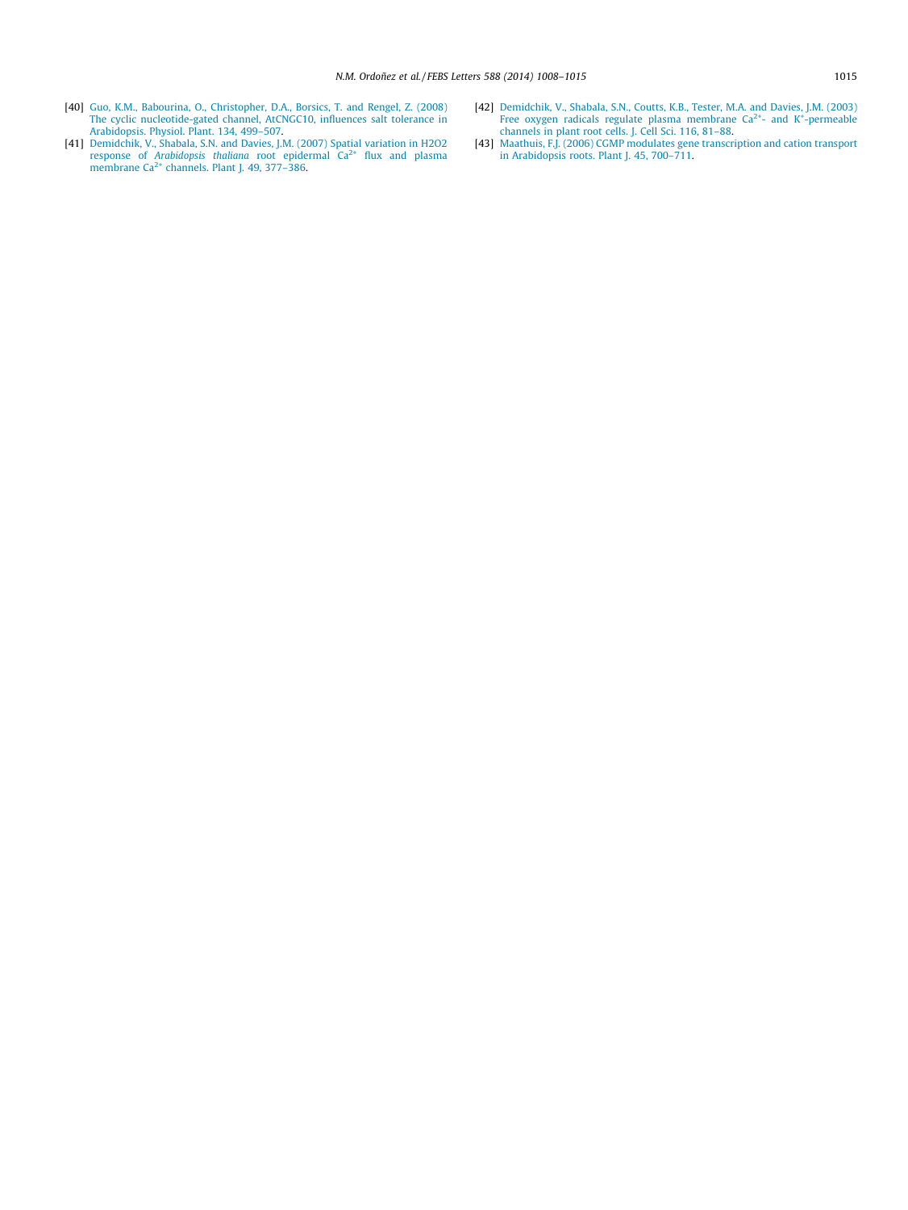[40] Guo, K.M., Babourina, O., Christopher, D.A., Borsics, T. and Rengel, Z. (2008) The cyclic nucleotide-gated channel, AtCNGC10, influences salt tolerance in Arabidopsis. Physiol. Plant. 134, 499–507.

[41] Demidchik, V., Shabala, S.N. and Davies, J.M. (2007) Spatial variation in H2O2 response of *Arabidopsis thaliana* root epidermal $Ca^{2+}$ flux and plasma membrane $Ca^{2+}$ channels. Plant J. 49, 377–386.

[42] Demidchik, V., Shabala, S.N., Coutts, K.B., Tester, M.A. and Davies, J.M. (2003) Free oxygen radicals regulate plasma membrane $Ca^{2+}$- and $K^{+}$-permeable channels in plant root cells. J. Cell Sci. 116, 81–88.

[43] Maathuis, F.J. (2006) CGMP modulates gene transcription and cation transport in Arabidopsis roots. Plant J. 45, 700–711.